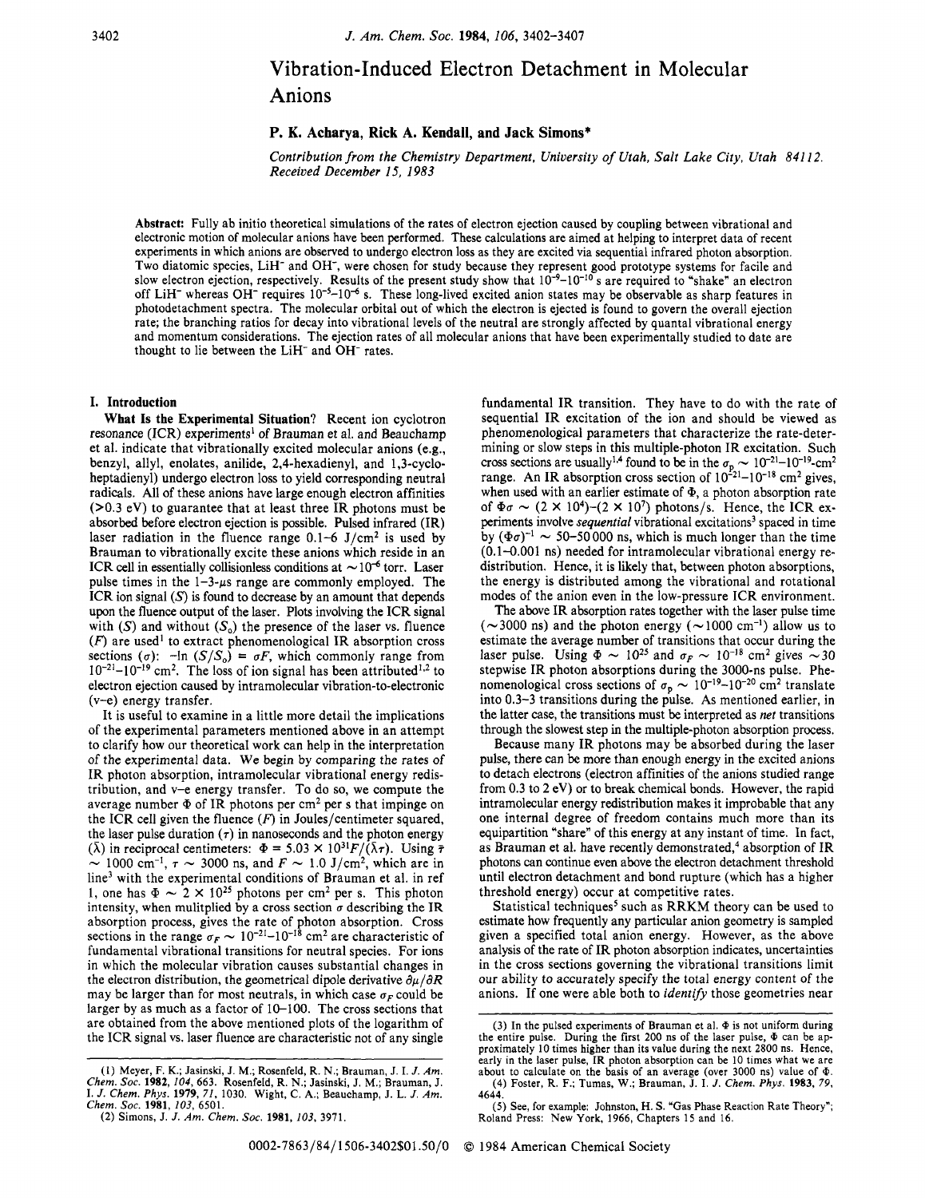# Vibration-Induced Electron Detachment in Molecular Anions

**P. K. Acharya, Rick A. Kendall, and Jack Simons***

*Contribution from the Chemistry Department, University of Utah, Salt Lake City, Utah 84112. Received December 15, 1983*

**Abstract:** Fully ab initio theoretical simulations of the rates of electron ejection caused by coupling between vibrational and electronic motion of molecular anions have been performed. These calculations are aimed at helping to interpret data of recent experiments in which anions are observed to undergo electron loss as they are excited via sequential infrared photon absorption. Two diatomic species, $LiH^-$ and $OH^-$, were chosen for study because they represent good prototype systems for facile and slow electron ejection, respectively. Results of the present study show that $10^{-9}$–$10^{-10}$ s are required to "shake" an electron off $LiH^-$ whereas $OH^-$ requires $10^{-5}$–$10^{-6}$ s. These long-lived excited anion states may be observable as sharp features in photodetachment spectra. The molecular orbital out of which the electron is ejected is found to govern the overall ejection rate; the branching ratios for decay into vibrational levels of the neutral are strongly affected by quantal vibrational energy and momentum considerations. The ejection rates of all molecular anions that have been experimentally studied to date are thought to lie between the $LiH^-$ and $OH^-$ rates.

## I. Introduction

**What Is the Experimental Situation?** Recent ion cyclotron resonance (ICR) experiments[1] of Brauman et al. and Beauchamp et al. indicate that vibrationally excited molecular anions (e.g., benzyl, allyl, enolates, anilide, 2,4-hexadienyl, and 1,3-cycloheptadienyl) undergo electron loss to yield corresponding neutral radicals. All of these anions have large enough electron affinities (>0.3 eV) to guarantee that at least three IR photons must be absorbed before electron ejection is possible. Pulsed infrared (IR) laser radiation in the fluence range 0.1–6 J/cm² is used by Brauman to vibrationally excite these anions which reside in an ICR cell in essentially collisionless conditions at $\sim 10^{-6}$ torr. Laser pulse times in the 1–3-μs range are commonly employed. The ICR ion signal ($S$) is found to decrease by an amount that depends upon the fluence output of the laser. Plots involving the ICR signal with ($S$) and without ($S_o$) the presence of the laser vs. fluence ($F$) are used[1] to extract phenomenological IR absorption cross sections ($\sigma$): $-\ln(S/S_o) = \sigma F$, which commonly range from $10^{-21}$–$10^{-19}$ cm². The loss of ion signal has been attributed[1,2] to electron ejection caused by intramolecular vibration-to-electronic (v–e) energy transfer.

It is useful to examine in a little more detail the implications of the experimental parameters mentioned above in an attempt to clarify how our theoretical work can help in the interpretation of the experimental data. We begin by comparing the rates of IR photon absorption, intramolecular vibrational energy redistribution, and v–e energy transfer. To do so, we compute the average number $\Phi$ of IR photons per cm² per s that impinge on the ICR cell given the fluence ($F$) in Joules/centimeter squared, the laser pulse duration ($\tau$) in nanoseconds and the photon energy ($\bar{\lambda}$) in reciprocal centimeters: $\Phi = 5.03 \times 10^{31} F/(\bar{\lambda}\tau)$. Using $\bar{\tau} \sim 1000$ cm⁻¹, $\tau \sim 3000$ ns, and $F \sim 1.0$ J/cm², which are in line[3] with the experimental conditions of Brauman et al. in ref 1, one has $\Phi \sim 2 \times 10^{25}$ photons per cm² per s. This photon intensity, when mulitplied by a cross section $\sigma$ describing the IR absorption process, gives the rate of photon absorption. Cross sections in the range $\sigma_F \sim 10^{-21}$–$10^{-18}$ cm² are characteristic of fundamental vibrational transitions for neutral species. For ions in which the molecular vibration causes substantial changes in the electron distribution, the geometrical dipole derivative $\partial\mu/\partial R$ may be larger than for most neutrals, in which case $\sigma_F$ could be larger by as much as a factor of 10–100. The cross sections that are obtained from the above mentioned plots of the logarithm of the ICR signal vs. laser fluence are characteristic not of any single fundamental IR transition. They have to do with the rate of sequential IR excitation of the ion and should be viewed as phenomenological parameters that characterize the rate-determining or slow steps in this multiple-photon IR excitation. Such cross sections are usually[1,4] found to be in the $\sigma_p \sim 10^{-21}$–$10^{-19}$-cm² range. An IR absorption cross section of $10^{-21}$–$10^{-18}$ cm² gives, when used with an earlier estimate of $\Phi$, a photon absorption rate of $\Phi\sigma \sim (2 \times 10^4)$–$(2 \times 10^7)$ photons/s. Hence, the ICR experiments involve *sequential* vibrational excitations[3] spaced in time by $(\Phi\sigma)^{-1} \sim 50$–50 000 ns, which is much longer than the time (0.1–0.001 ns) needed for intramolecular vibrational energy redistribution. Hence, it is likely that, between photon absorptions, the energy is distributed among the vibrational and rotational modes of the anion even in the low-pressure ICR environment.

The above IR absorption rates together with the laser pulse time (~3000 ns) and the photon energy (~1000 cm⁻¹) allow us to estimate the average number of transitions that occur during the laser pulse. Using $\Phi \sim 10^{25}$ and $\sigma_F \sim 10^{-18}$ cm² gives ~30 stepwise IR photon absorptions during the 3000-ns pulse. Phenomenological cross sections of $\sigma_p \sim 10^{-19}$–$10^{-20}$ cm² translate into 0.3–3 transitions during the pulse. As mentioned earlier, in the latter case, the transitions must be interpreted as *net* transitions through the slowest step in the multiple-photon absorption process.

Because many IR photons may be absorbed during the laser pulse, there can be more than enough energy in the excited anions to detach electrons (electron affinities of the anions studied range from 0.3 to 2 eV) or to break chemical bonds. However, the rapid intramolecular energy redistribution makes it improbable that any one internal degree of freedom contains much more than its equipartition "share" of this energy at any instant of time. In fact, as Brauman et al. have recently demonstrated,[4] absorption of IR photons can continue even above the electron detachment threshold until electron detachment and bond rupture (which has a higher threshold energy) occur at competitive rates.

Statistical techniques[5] such as RRKM theory can be used to estimate how frequently any particular anion geometry is sampled given a specified total anion energy. However, as the above analysis of the rate of IR photon absorption indicates, uncertainties in the cross sections governing the vibrational transitions limit our ability to accurately specify the total energy content of the anions. If one were able both to *identify* those geometries near

---

(1) Meyer, F. K.; Jasinski, J. M.; Rosenfeld, R. N.; Brauman, J. I. *J. Am. Chem. Soc.* **1982**, *104*, 663. Rosenfeld, R. N.; Jasinski, J. M.; Brauman, J. I. *J. Chem. Phys.* **1979**, *71*, 1030. Wight, C. A.; Beauchamp, J. L. *J. Am. Chem. Soc.* **1981**, *103*, 6501.

(2) Simons, J. *J. Am. Chem. Soc.* **1981**, *103*, 3971.

(3) In the pulsed experiments of Brauman et al. $\Phi$ is not uniform during the entire pulse. During the first 200 ns of the laser pulse, $\Phi$ can be approximately 10 times higher than its value during the next 2800 ns. Hence, early in the laser pulse, IR photon absorption can be 10 times what we are about to calculate on the basis of an average (over 3000 ns) value of $\Phi$.

(4) Foster, R. F.; Tumas, W.; Brauman, J. I. *J. Chem. Phys.* **1983**, *79*, 4644.

(5) See, for example: Johnston, H. S. "Gas Phase Reaction Rate Theory"; Roland Press: New York, 1966, Chapters 15 and 16.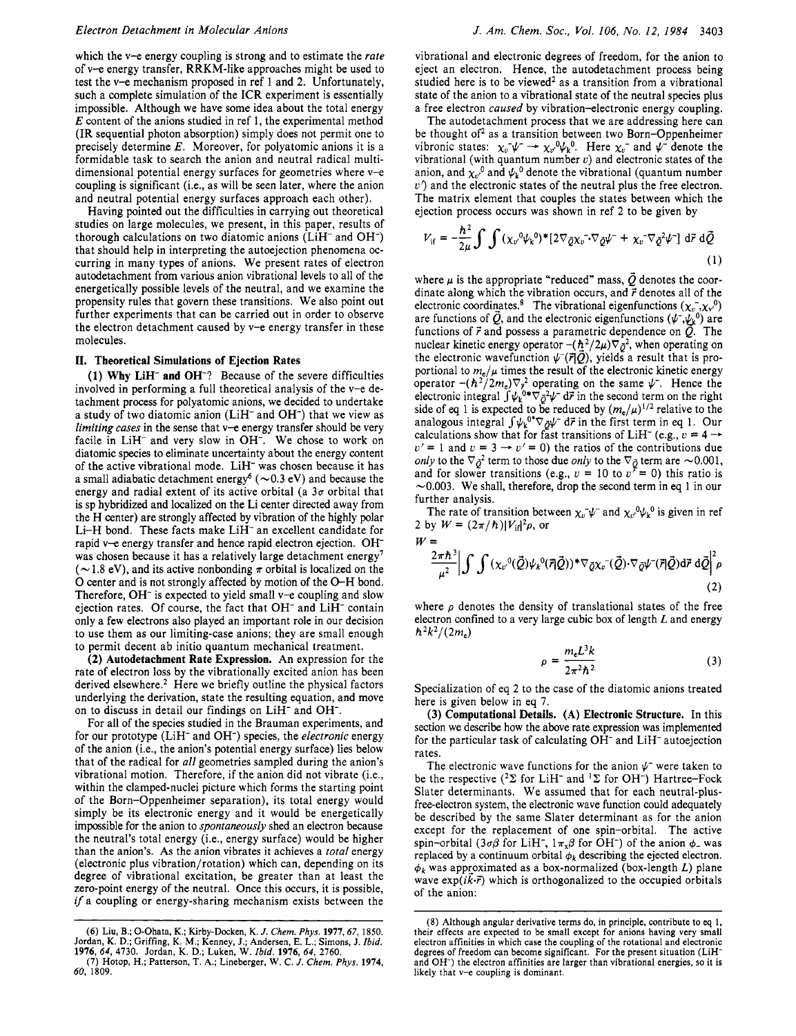which the v–e energy coupling is strong and to estimate the *rate* of v–e energy transfer, RRKM-like approaches might be used to test the v–e mechanism proposed in ref 1 and 2. Unfortunately, such a complete simulation of the ICR experiment is essentially impossible. Although we have some idea about the total energy $E$ content of the anions studied in ref 1, the experimental method (IR sequential photon absorption) simply does not permit one to precisely determine $E$. Moreover, for polyatomic anions it is a formidable task to search the anion and neutral radical multidimensional potential energy surfaces for geometries where v–e coupling is significant (i.e., as will be seen later, where the anion and neutral potential energy surfaces approach each other).

Having pointed out the difficulties in carrying out theoretical studies on large molecules, we present, in this paper, results of thorough calculations on two diatomic anions ($LiH^-$ and $OH^-$) that should help in interpreting the autoejection phenomena occurring in many types of anions. We present rates of electron autodetachment from various anion vibrational levels to all of the energetically possible levels of the neutral, and we examine the propensity rules that govern these transitions. We also point out further experiments that can be carried out in order to observe the electron detachment caused by v–e energy transfer in these molecules.

## II. Theoretical Simulations of Ejection Rates

**(1) Why $LiH^-$ and $OH^-$?** Because of the severe difficulties involved in performing a full theoretical analysis of the v–e detachment process for polyatomic anions, we decided to undertake a study of two diatomic anion ($LiH^-$ and $OH^-$) that we view as *limiting cases* in the sense that v–e energy transfer should be very facile in $LiH^-$ and very slow in $OH^-$. We chose to work on diatomic species to eliminate uncertainty about the energy content of the active vibrational mode. $LiH^-$ was chosen because it has a small adiabatic detachment energy[6] (~0.3 eV) and because the energy and radial extent of its active orbital (a $3\sigma$ orbital that is sp hybridized and localized on the Li center directed away from the H center) are strongly affected by vibration of the highly polar Li–H bond. These facts make $LiH^-$ an excellent candidate for rapid v–e energy transfer and hence rapid electron ejection. $OH^-$ was chosen because it has a relatively large detachment energy[7] (~1.8 eV), and its active nonbonding $\pi$ orbital is localized on the O center and is not strongly affected by motion of the O–H bond. Therefore, $OH^-$ is expected to yield small v–e coupling and slow ejection rates. Of course, the fact that $OH^-$ and $LiH^-$ contain only a few electrons also played an important role in our decision to use them as our limiting-case anions; they are small enough to permit decent ab initio quantum mechanical treatment.

**(2) Autodetachment Rate Expression.** An expression for the rate of electron loss by the vibrationally excited anion has been derived elsewhere.[2] Here we briefly outline the physical factors underlying the derivation, state the resulting equation, and move on to discuss in detail our findings on $LiH^-$ and $OH^-$.

For all of the species studied in the Brauman experiments, and for our prototype ($LiH^-$ and $OH^-$) species, the *electronic* energy of the anion (i.e., the anion's potential energy surface) lies below that of the radical for *all* geometries sampled during the anion's vibrational motion. Therefore, if the anion did not vibrate (i.e., within the clamped-nuclei picture which forms the starting point of the Born–Oppenheimer separation), its total energy would simply be its electronic energy and it would be energetically impossible for the anion to *spontaneously* shed an electron because the neutral's total energy (i.e., energy surface) would be higher than the anion's. As the anion vibrates it achieves a *total* energy (electronic plus vibration/rotation) which can, depending on its degree of vibrational excitation, be greater than at least the zero-point energy of the neutral. Once this occurs, it is possible, *if* a coupling or energy-sharing mechanism exists between the vibrational and electronic degrees of freedom, for the anion to eject an electron. Hence, the autodetachment process being studied here is to be viewed[2] as a transition from a vibrational state of the anion to a vibrational state of the neutral species plus a free electron *caused* by vibration–electronic energy coupling.

The autodetachment process that we are addressing here can be thought of[2] as a transition between two Born–Oppenheimer vibronic states: $\chi_v^-\psi^- \rightarrow \chi_{v'}^0\psi_k^0$. Here $\chi_v^-$ and $\psi^-$ denote the vibrational (with quantum number $v$) and electronic states of the anion, and $\chi_{v'}^0$ and $\psi_k^0$ denote the vibrational (quantum number $v'$) and the electronic states of the neutral plus the free electron. The matrix element that couples the states between which the ejection process occurs was shown in ref 2 to be given by

$$V_{if} = -\frac{\hbar^2}{2\mu}\int\int (\chi_{v'}^0\psi_k^0)^*[2\nabla_{\vec{Q}}\chi_v^-\cdot\nabla_{\vec{Q}}\psi^- + \chi_v^-\nabla_{\vec{Q}}^2\psi^-]\, d\vec{r}\, d\vec{Q} \tag{1}$$

where $\mu$ is the appropriate "reduced" mass, $\vec{Q}$ denotes the coordinate along which the vibration occurs, and $\vec{r}$ denotes all of the electronic coordinates.[8] The vibrational eigenfunctions ($\chi_v^-,\chi_{v'}^0$) are functions of $\vec{Q}$, and the electronic eigenfunctions ($\psi^-,\psi_k^0$) are functions of $\vec{r}$ and possess a parametric dependence on $\vec{Q}$. The nuclear kinetic energy operator $-(\hbar^2/2\mu)\nabla_{\vec{Q}}^2$, when operating on the electronic wavefunction $\psi^-(\vec{r}|\vec{Q})$, yields a result that is proportional to $m_e/\mu$ times the result of the electronic kinetic energy operator $-(\hbar^2/2m_e)\nabla_{\vec{r}}^2$ operating on the same $\psi^-$. Hence the electronic integral $\int\psi_k^{0*}\nabla_{\vec{Q}}^2\psi^-\, d\vec{r}$ in the second term on the right side of eq 1 is expected to be reduced by $(m_e/\mu)^{1/2}$ relative to the analogous integral $\int\psi_k^{0*}\nabla_{\vec{Q}}\psi^-\, d\vec{r}$ in the first term in eq 1. Our calculations show that for fast transitions of $LiH^-$ (e.g., $v = 4 \rightarrow v' = 1$ and $v = 3 \rightarrow v' = 0$) the ratios of the contributions due *only* to the $\nabla_{\vec{Q}}^2$ term to those due *only* to the $\nabla_{\vec{Q}}$ term are ~0.001, and for slower transitions (e.g., $v = 10$ to $v' = 0$) this ratio is ~0.003. We shall, therefore, drop the second term in eq 1 in our further analysis.

The rate of transition between $\chi_v^-\psi^-$ and $\chi_{v'}^0\psi_k^0$ is given in ref 2 by $W = (2\pi/\hbar)|V_{if}|^2\rho$, or

$$W = \frac{2\pi\hbar^3}{\mu^2}\left|\int\int (\chi_{v'}^0(\vec{Q})\psi_k^0(\vec{r}|\vec{Q}))^*\nabla_{\vec{Q}}\chi_v^-(\vec{Q})\cdot\nabla_{\vec{Q}}\psi^-(\vec{r}|\vec{Q})d\vec{r}\, d\vec{Q}\right|^2\rho \tag{2}$$

where $\rho$ denotes the density of translational states of the free electron confined to a very large cubic box of length $L$ and energy $\hbar^2k^2/(2m_e)$

$$\rho = \frac{m_eL^3k}{2\pi^2\hbar^2} \tag{3}$$

Specialization of eq 2 to the case of the diatomic anions treated here is given below in eq 7.

**(3) Computational Details. (A) Electronic Structure.** In this section we describe how the above rate expression was implemented for the particular task of calculating $OH^-$ and $LiH^-$ autoejection rates.

The electronic wave functions for the anion $\psi^-$ were taken to be the respective ($^2\Sigma$ for $LiH^-$ and $^1\Sigma$ for $OH^-$) Hartree–Fock Slater determinants. We assumed that for each neutral-plus-free-electron system, the electronic wave function could adequately be described by the same Slater determinant as for the anion except for the replacement of one spin–orbital. The active spin–orbital ($3\sigma\beta$ for $LiH^-$, $1\pi_x\beta$ for $OH^-$) of the anion $\phi_-$ was replaced by a continuum orbital $\phi_k$ describing the ejected electron. $\phi_k$ was approximated as a box-normalized (box-length $L$) plane wave $\exp(i\vec{k}\cdot\vec{r})$ which is orthogonalized to the occupied orbitals of the anion:

---

(6) Liu, B.; O-Ohata, K.; Kirby-Docken, K. *J. Chem. Phys.* **1977**, *67*, 1850. Jordan, K. D.; Griffing, K. M.; Kenney, J.; Andersen, E. L.; Simons, J. *Ibid.* **1976**, *64*, 4730. Jordan, K. D.; Luken, W. *Ibid.* **1976**, *64*, 2760.

(7) Hotop, H.; Patterson, T. A.; Lineberger, W. C. *J. Chem. Phys.* **1974**, *60*, 1809.

(8) Although angular derivative terms do, in principle, contribute to eq 1, their effects are expected to be small except for anions having very small electron affinities in which case the coupling of the rotational and electronic degrees of freedom can become significant. For the present situation ($LiH^-$ and $OH^-$) the electron affinities are larger than vibrational energies, so it is likely that v–e coupling is dominant.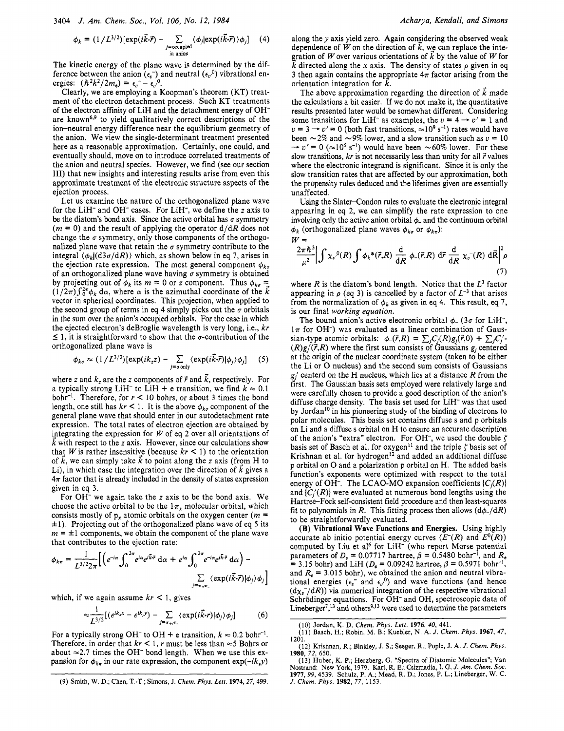$$\phi_k = (1/L^{3/2})[\exp(i\vec{k}\cdot\vec{r}) - \sum_{\substack{j=\text{occupied} \\ \text{in anion}}} \langle \phi_j | \exp(i\vec{k}\cdot\vec{r}) \rangle \phi_j] \quad (4)$$

The kinetic energy of the plane wave is determined by the difference between the anion ($\epsilon_v^-$) and neutral ($\epsilon_{v'}^0$) vibrational energies: $(\hbar^2 k^2/2m_e) = \epsilon_v^- - \epsilon_{v'}^0$.

Clearly, we are employing a Koopman's theorem (KT) treatment of the electron detachment process. Such KT treatments of the electron affinity of LiH and the detachment energy of $OH^-$ are known[6,9] to yield qualitatively correct descriptions of the ion–neutral energy difference near the equilibrium geometry of the anion. We view the single-determinant treatment presented here as a reasonable approximation. Certainly, one could, and eventually should, move on to introduce correlated treatments of the anion and neutral species. However, we find (see our section III) that new insights and interesting results arise from even this approximate treatment of the electronic structure aspects of the ejection process.

Let us examine the nature of the orthogonalized plane wave for the $LiH^-$ and $OH^-$ cases. For $LiH^-$, we define the $z$ axis to be the diatom's bond axis. Since the active orbital has $\sigma$ symmetry ($m = 0$) and the result of applying the operator $d/dR$ does not change the $\sigma$ symmetry, only those components of the orthogonalized plane wave that retain the $\sigma$ symmetry contribute to the integral $\langle \phi_k | (d3\sigma/dR) \rangle$ which, as shown below in eq 7, arises in the ejection rate expression. The most general component $\phi_{k\sigma}$ of an orthogonalized plane wave having $\sigma$ symmetry is obtained by projecting out of $\phi_k$ its $m = 0$ or $z$ component. Thus $\phi_{k\sigma} = (1/2\pi)\int_0^{2\pi} \phi_k \, d\alpha$, where $\alpha$ is the azimuthal coordinate of the $\vec{k}$ vector in spherical coordinates. This projection, when applied to the second group of terms in eq 4 simply picks out the $\sigma$ orbitals in the sum over the anion's occupied orbitals. For the case in which the ejected electron's deBroglie wavelength is very long, i.e., $kr \leq 1$, it is straightforward to show that the $\sigma$-contribution of the orthogonalized plane wave is

$$\phi_{k\sigma} \approx (1/L^{3/2})[\exp(ik_z z) - \sum_{j=\sigma\,\text{only}} \langle \exp(i\vec{k}\cdot\vec{r}) | \phi_j \rangle \phi_j] \quad (5)$$

where $z$ and $k_z$ are the $z$ components of $\vec{r}$ and $\vec{k}$, respectively. For a typically strong $LiH^-$ to LiH + e transition, we find $k \approx 0.1$ bohr$^{-1}$. Therefore, for $r < 10$ bohrs, or about 3 times the bond length, one still has $kr < 1$. It is the above $\phi_{k\sigma}$ component of the general plane wave that should enter in our autodetachment rate expression. The total rates of electron ejection are obtained by integrating the expression for $W$ of eq 2 over all orientations of $\vec{k}$ with respect to the $z$ axis. However, since our calculations show that $W$ is rather insensitive (because $kr < 1$) to the orientation of $\vec{k}$, we can simply take $\vec{k}$ to point along the $z$ axis (from H to Li), in which case the integration over the direction of $\vec{k}$ gives a $4\pi$ factor that is already included in the density of states expression given in eq 3.

For $OH^-$ we again take the $z$ axis to be the bond axis. We choose the active orbital to be the $1\pi_x$ molecular orbital, which consists mostly of $p_x$ atomic orbitals on the oxygen center ($m = \pm 1$). Projecting out of the orthogonalized plane wave of eq 5 its $m = \pm 1$ components, we obtain the component of the plane wave that contributes to the ejection rate:

$$\phi_{k\pi} = \frac{1}{L^{3/2} 2\pi}\left[\left(e^{-i\alpha}\int_0^{2\pi} e^{i\alpha} e^{i\vec{k}\cdot\vec{r}}\, d\alpha + e^{i\alpha}\int_0^{2\pi} e^{-i\alpha} e^{i\vec{k}\cdot\vec{r}}\, d\alpha\right) - \sum_{j=\pi_+,\pi_-} \langle \exp(i\vec{k}\cdot\vec{r}) | \phi_j \rangle \phi_j\right]$$

which, if we again assume $kr < 1$, gives

$$\approx \frac{1}{L^{3/2}}[(e^{ik_x x} - e^{ik_y y}) - \sum_{j=\pi_+,\pi_-} \langle \exp(i\vec{k}\cdot r) | \phi_j \rangle \phi_j] \quad (6)$$

For a typically strong $OH^-$ to OH + e transition, $k \approx 0.2$ bohr$^{-1}$. Therefore, in order that $kr < 1$, $r$ must be less than $\approx 5$ Bohrs or about $\approx 2.7$ times the $OH^-$ bond length. When we use this expansion for $\phi_{k\pi}$ in our rate expression, the component $\exp(-ik_y y)$ along the $y$ axis yield zero. Again considering the observed weak dependence of $W$ on the direction of $\vec{k}$, we can replace the integration of $W$ over various orientations of $\vec{k}$ by the value of $W$ for $\vec{k}$ directed along the $x$ axis. The density of states $\rho$ given in eq 3 then again contains the appropriate $4\pi$ factor arising from the orientation integration for $\vec{k}$.

The above approximation regarding the direction of $\vec{k}$ made the calculations a bit easier. If we do not make it, the quantitative results presented later would be somewhat different. Considering some transitions for $LiH^-$ as examples, the $v = 4 \rightarrow v' = 1$ and $v = 3 \rightarrow v' = 0$ (both fast transitions, $\approx 10^9$ s$^{-1}$) rates would have been $\sim$2% and $\sim$9% lower, and a slow transition such as $v = 10 \rightarrow v' = 0$ ($\approx 10^5$ s$^{-1}$) would have been $\sim$60% lower. For these slow transitions, $kr$ is not necessarily less than unity for all $\vec{r}$ values where the electronic integrand is significant. Since it is only the slow transition rates that are affected by our approximation, both the propensity rules deduced and the lifetimes given are essentially unaffected.

Using the Slater–Condon rules to evaluate the electronic integral appearing in eq 2, we can simplify the rate expression to one involving only the active anion orbital $\phi_-$ and the continuum orbital $\phi_k$ (orthogonalized plane waves $\phi_{k\sigma}$ or $\phi_{k\pi}$):

$$W = \frac{2\pi\hbar^3}{\mu^2}\left|\int \chi_{v'}^0(R) \int \phi_k^*(\vec{r},R) \frac{d}{dR}\phi_-(\vec{r},R)\, d\vec{r} \frac{d}{dR}\chi_v^-(R)\, d\vec{R}\right|^2 \rho \quad (7)$$

where $R$ is the diatom's bond length. Notice that the $L^3$ factor appearing in $\rho$ (eq 3) is cancelled by a factor of $L^{-3}$ that arises from the normalization of $\phi_k$ as given in eq 4. This result, eq 7, is our final *working equation.*

The bound anion's active electronic orbital $\phi_-$ ($3\sigma$ for $LiH^-$, $1\pi$ for $OH^-$) was evaluated as a linear combination of Gaussian-type atomic orbitals: $\phi_-(\vec{r},R) = \sum_j C_j(R) g_j(\vec{r},0) + \sum_j C_j'(R) g_j'(\vec{r},R)$ where the first sum consists of Gaussians $g_j$ centered at the origin of the nuclear coordinate system (taken to be either the Li or O nucleus) and the second sum consists of Gaussians $g_j'$ centerd on the H nucleus, which lies at a distance $R$ from the first. The Gaussian basis sets employed were relatively large and were carefully chosen to provide a good description of the anion's diffuse charge density. The basis set used for $LiH^-$ was that used by Jordan[10] in his pioneering study of the binding of electrons to polar molecules. This basis set contains diffuse s and p orbitals on Li and a diffuse s orbital on H to ensure an accurate description of the anion's "extra" electron. For $OH^-$, we used the double $\zeta$ basis set of Basch et al. for oxygen[11] and the triple $\zeta$ basis set of Krishnan et al. for hydrogen[12] and added an additional diffuse p orbital on O and a polarization p orbital on H. The added basis function's exponents were optimized with respect to the total energy of $OH^-$. The LCAO-MO expansion coefficients $\{C_j(R)\}$ and $\{C_j'(R)\}$ were evaluated at numerous bond lengths using the Hartree–Fock self-consistent field procedure and then least-squares fit to polynomials in $R$. This fitting process then allows $(d\phi_-/dR)$ to be straightforwardly evaluated.

**(B) Vibrational Wave Functions and Energies.** Using highly accurate ab initio potential energy curves ($E^-(R)$ and $E^0(R)$) computed by Liu et al[6] for $LiH^-$ (who report Morse potential parameters of $D_e = 0.07717$ hartree, $\beta = 0.5480$ bohr$^{-1}$, and $R_e = 3.15$ bohr) and LiH ($D_e = 0.09242$ hartree, $\beta = 0.5971$ bohr$^{-1}$, and $R_e = 3.015$ bohr), we obtained the anion and neutral vibrational energies ($\epsilon_v^-$ and $\epsilon_{v'}^0$) and wave functions (and hence $(d\chi_v^-/dR)$) via numerical integration of the respective vibrational Schrödinger equations. For $OH^-$ and OH, spectroscopic data of Lineberger[7,13] and others[9,13] were used to determine the parameters

(9) Smith, W. D.; Chen, T.-T.; Simons, J. *Chem. Phys. Lett.* **1974**, *27*, 499.

(10) Jordan, K. D. *Chem. Phys. Lett.* **1976**, *40*, 441.

(11) Basch, H.; Robin, M. B.; Kuebler, N. A. *J. Chem. Phys.* **1967**, *47*, 1201.

(12) Krishnan, R.; Binkley, J. S.; Seeger, R.; Pople, J. A. *J. Chem. Phys.* **1980**, *72*, 650.

(13) Huber, K. P.; Herzberg, G. "Spectra of Diatomic Molecules"; Van Nostrand: New York, 1979. Kari, R. E.; Csizmadia, I. G. *J. Am. Chem. Soc.* **1977**, *99*, 4539. Schulz, P. A.; Mead, R. D.; Jones, P. L.; Lineberger, W. C. *J. Chem. Phys.* **1982**, *77*, 1153.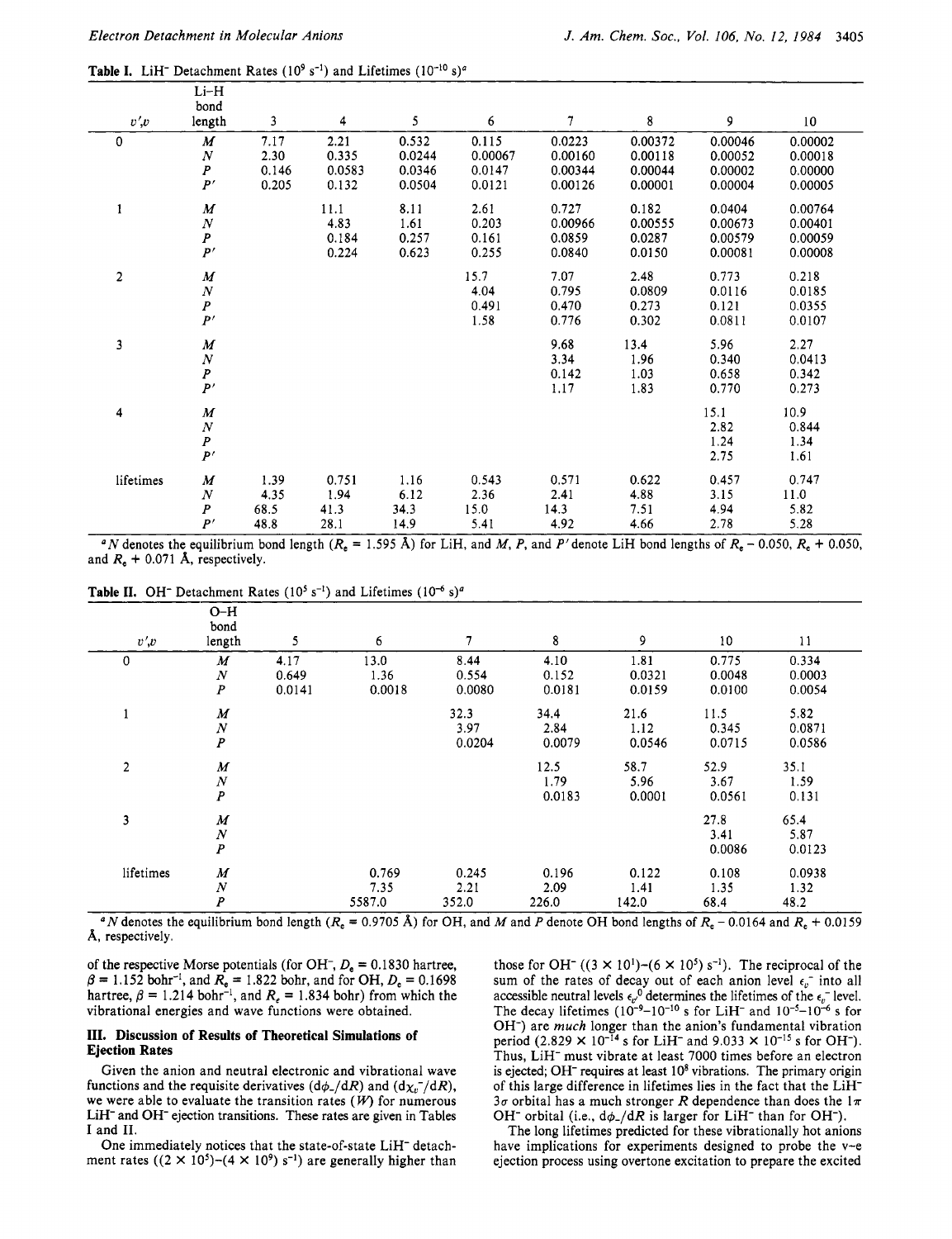**Table I.** $LiH^-$ Detachment Rates ($10^9$ s$^{-1}$) and Lifetimes ($10^{-10}$ s)[a]

| $v',v$ | Li–H bond length | 3 | 4 | 5 | 6 | 7 | 8 | 9 | 10 |
|---|---|---|---|---|---|---|---|---|---|
| 0 | $M$ | 7.17 | 2.21 | 0.532 | 0.115 | 0.0223 | 0.00372 | 0.00046 | 0.00002 |
| | $N$ | 2.30 | 0.335 | 0.0244 | 0.00067 | 0.00160 | 0.00118 | 0.00052 | 0.00018 |
| | $P$ | 0.146 | 0.0583 | 0.0346 | 0.0147 | 0.00344 | 0.00044 | 0.00002 | 0.00000 |
| | $P'$ | 0.205 | 0.132 | 0.0504 | 0.0121 | 0.00126 | 0.00001 | 0.00004 | 0.00005 |
| 1 | $M$ | | 11.1 | 8.11 | 2.61 | 0.727 | 0.182 | 0.0404 | 0.00764 |
| | $N$ | | 4.83 | 1.61 | 0.203 | 0.00966 | 0.00555 | 0.00673 | 0.00401 |
| | $P$ | | 0.184 | 0.257 | 0.161 | 0.0859 | 0.0287 | 0.00579 | 0.00059 |
| | $P'$ | | 0.224 | 0.623 | 0.255 | 0.0840 | 0.0150 | 0.00081 | 0.00008 |
| 2 | $M$ | | | | 15.7 | 7.07 | 2.48 | 0.773 | 0.218 |
| | $N$ | | | | 4.04 | 0.795 | 0.0809 | 0.0116 | 0.0185 |
| | $P$ | | | | 0.491 | 0.470 | 0.273 | 0.121 | 0.0355 |
| | $P'$ | | | | 1.58 | 0.776 | 0.302 | 0.0811 | 0.0107 |
| 3 | $M$ | | | | | 9.68 | 13.4 | 5.96 | 2.27 |
| | $N$ | | | | | 3.34 | 1.96 | 0.340 | 0.0413 |
| | $P$ | | | | | 0.142 | 1.03 | 0.658 | 0.342 |
| | $P'$ | | | | | 1.17 | 1.83 | 0.770 | 0.273 |
| 4 | $M$ | | | | | | | 15.1 | 10.9 |
| | $N$ | | | | | | | 2.82 | 0.844 |
| | $P$ | | | | | | | 1.24 | 1.34 |
| | $P'$ | | | | | | | 2.75 | 1.61 |
| lifetimes | $M$ | 1.39 | 0.751 | 1.16 | 0.543 | 0.571 | 0.622 | 0.457 | 0.747 |
| | $N$ | 4.35 | 1.94 | 6.12 | 2.36 | 2.41 | 4.88 | 3.15 | 11.0 |
| | $P$ | 68.5 | 41.3 | 34.3 | 15.0 | 14.3 | 7.51 | 4.94 | 5.82 |
| | $P'$ | 48.8 | 28.1 | 14.9 | 5.41 | 4.92 | 4.66 | 2.78 | 5.28 |

[a] $N$ denotes the equilibrium bond length ($R_e$ = 1.595 Å) for LiH, and $M$, $P$, and $P'$ denote LiH bond lengths of $R_e - 0.050$, $R_e + 0.050$, and $R_e + 0.071$ Å, respectively.

**Table II.** $OH^-$ Detachment Rates ($10^5$ s$^{-1}$) and Lifetimes ($10^{-6}$ s)[a]

| $v',v$ | O–H bond length | 5 | 6 | 7 | 8 | 9 | 10 | 11 |
|---|---|---|---|---|---|---|---|---|
| 0 | $M$ | 4.17 | 13.0 | 8.44 | 4.10 | 1.81 | 0.775 | 0.334 |
| | $N$ | 0.649 | 1.36 | 0.554 | 0.152 | 0.0321 | 0.0048 | 0.0003 |
| | $P$ | 0.0141 | 0.0018 | 0.0080 | 0.0181 | 0.0159 | 0.0100 | 0.0054 |
| 1 | $M$ | | | 32.3 | 34.4 | 21.6 | 11.5 | 5.82 |
| | $N$ | | | 3.97 | 2.84 | 1.12 | 0.345 | 0.0871 |
| | $P$ | | | 0.0204 | 0.0079 | 0.0546 | 0.0715 | 0.0586 |
| 2 | $M$ | | | | 12.5 | 58.7 | 52.9 | 35.1 |
| | $N$ | | | | 1.79 | 5.96 | 3.67 | 1.59 |
| | $P$ | | | | 0.0183 | 0.0001 | 0.0561 | 0.131 |
| 3 | $M$ | | | | | | 27.8 | 65.4 |
| | $N$ | | | | | | 3.41 | 5.87 |
| | $P$ | | | | | | 0.0086 | 0.0123 |
| lifetimes | $M$ | | 0.769 | 0.245 | 0.196 | 0.122 | 0.108 | 0.0938 |
| | $N$ | | 7.35 | 2.21 | 2.09 | 1.41 | 1.35 | 1.32 |
| | $P$ | | 5587.0 | 352.0 | 226.0 | 142.0 | 68.4 | 48.2 |

[a] $N$ denotes the equilibrium bond length ($R_e$ = 0.9705 Å) for OH, and $M$ and $P$ denote OH bond lengths of $R_e - 0.0164$ and $R_e + 0.0159$ Å, respectively.

of the respective Morse potentials (for $OH^-$, $D_e$ = 0.1830 hartree, $\beta$ = 1.152 bohr$^{-1}$, and $R_e$ = 1.822 bohr, and for OH, $D_e$ = 0.1698 hartree, $\beta$ = 1.214 bohr$^{-1}$, and $R_e$ = 1.834 bohr) from which the vibrational energies and wave functions were obtained.

## III. Discussion of Results of Theoretical Simulations of Ejection Rates

Given the anion and neutral electronic and vibrational wave functions and the requisite derivatives ($d\phi_-/dR$) and ($d\chi_v^-/dR$), we were able to evaluate the transition rates ($W$) for numerous $LiH^-$ and $OH^-$ ejection transitions. These rates are given in Tables I and II.

One immediately notices that the state-of-state $LiH^-$ detachment rates (($2 \times 10^5$)–($4 \times 10^9$) s$^{-1}$) are generally higher than those for $OH^-$ (($3 \times 10^1$)–($6 \times 10^5$) s$^{-1}$). The reciprocal of the sum of the rates of decay out of each anion level $\epsilon_v^-$ into all accessible neutral levels $\epsilon_v^0$ determines the lifetimes of the $\epsilon_v^-$ level. The decay lifetimes ($10^{-9}$–$10^{-10}$ s for $LiH^-$ and $10^{-5}$–$10^{-6}$ s for $OH^-$) are *much* longer than the anion's fundamental vibration period ($2.829 \times 10^{-14}$ s for $LiH^-$ and $9.033 \times 10^{-15}$ s for $OH^-$). Thus, $LiH^-$ must vibrate at least 7000 times before an electron is ejected; $OH^-$ requires at least $10^8$ vibrations. The primary origin of this large difference in lifetimes lies in the fact that the $LiH^-$ $3\sigma$ orbital has a much stronger $R$ dependence than does the $1\pi$ $OH^-$ orbital (i.e., $d\phi_-/dR$ is larger for $LiH^-$ than for $OH^-$).

The long lifetimes predicted for these vibrationally hot anions have implications for experiments designed to probe the v–e ejection process using overtone excitation to prepare the excited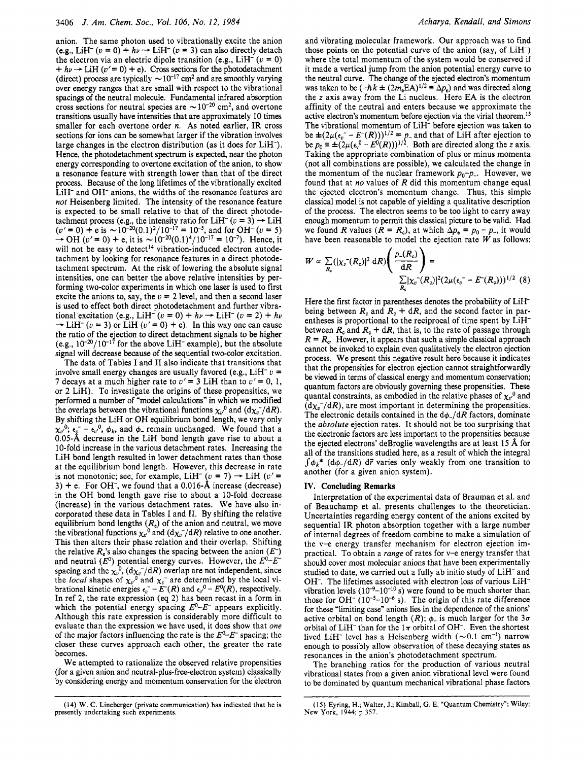anion. The same photon used to vibrationally excite the anion (e.g., $LiH^-$ ($v = 0$) + $h\nu \rightarrow LiH^-$ ($v = 3$) can also directly detach the electron via an electric dipole transition (e.g., $LiH^-$ ($v = 0$) + $h\nu \rightarrow$ LiH ($v' = 0$) + e). Cross sections for the photodetachment (direct) process are typically $\sim 10^{-17}$ cm$^2$ and are smoothly varying over energy ranges that are small with respect to the vibrational spacings of the neutral molecule. Fundamental infrared absorption cross sections for neutral species are $\sim 10^{-20}$ cm$^2$, and overtone transitions usually have intensities that are approximately 10 times smaller for each overtone order $n$. As noted earlier, IR cross sections for ions can be somewhat larger if the vibration involves large changes in the electron distribution (as it does for $LiH^-$). Hence, the photodetachment spectrum is expected, near the photon energy corresponding to overtone excitation of the anion, to show a resonance feature with strength lower than that of the direct process. Because of the long lifetimes of the vibrationally excited $LiH^-$ and $OH^-$ anions, the widths of the resonance features are *not* Heisenberg limited. The intensity of the resonance feature is expected to be small relative to that of the direct photodetachment process (e.g., the intensity ratio for $LiH^-$ ($v = 3$) $\rightarrow$ LiH ($v' = 0$) + e is $\sim 10^{-20}(0.1)^2/10^{-17} = 10^{-5}$, and for $OH^-$ ($v = 5$) $\rightarrow$ OH ($v' = 0$) + e, it is $\sim 10^{-20}(0.1)^4/10^{-17} = 10^{-7}$). Hence, it will not be easy to detect[14] vibration-induced electron autodetachment by looking for resonance features in a direct photodetachment spectrum. At the risk of lowering the absolute signal intensities, one can better the above relative intensities by performing two-color experiments in which one laser is used to first excite the anions to, say, the $v = 2$ level, and then a second laser is used to effect both direct photodetachment and further vibrational excitation (e.g., $LiH^-$ ($v = 0$) + $h\nu \rightarrow LiH^-$ ($v = 2$) + $h\nu$ $\rightarrow LiH^-$ ($v = 3$) or LiH ($v' = 0$) + e). In this way one can cause the ratio of the ejection to direct detachment signals to be higher (e.g., $10^{-20}/10^{-17}$ for the above $LiH^-$ example), but the absolute signal will decrease because of the sequential two-color excitation.

The data of Tables I and II also indicate that transitions that involve small energy changes are usually favored (e.g., $LiH^-$ $v = 7$ decays at a much higher rate to $v' = 3$ LiH than to $v' = 0$, 1, or 2 LiH). To investigate the origins of these propensities, we performed a number of "model calculations" in which we modified the overlaps between the vibrational functions $\chi_{v'}^0$ and $(d\chi_v^-/dR)$. By shifting the LiH or OH equilibrium bond length, we vary only $\chi_{v'}^0$; $\epsilon_v^- - \epsilon_{v'}^0$, $\phi_k$, and $\phi_-$ remain unchanged. We found that a 0.05-Å decrease in the LiH bond length gave rise to about a 10-fold increase in the various detachment rates. Increasing the LiH bond length resulted in lower detachment rates than those at the equilibrium bond length. However, this decrease in rate is not monotonic; see, for example, $LiH^-$ ($v = 7$) $\rightarrow$ LiH ($v' = 3$) + e. For $OH^-$, we found that a 0.016-Å increase (decrease) in the OH bond length gave rise to about a 10-fold decrease (increase) in the various detachment rates. We have also incorporated these data in Tables I and II. By shifting the relative equilibrium bond lengths ($R_e$) of the anion and neutral, we move the vibrational functions $\chi_{v'}^0$ and $(d\chi_v^-/dR)$ relative to one another. This then alters their phase relation and their overlap. Shifting the relative $R_e$'s also changes the spacing between the anion ($E^-$) and neutral ($E^0$) potential energy curves. However, the $E^0$–$E^-$ spacing and the $\chi_{v'}^0$, $(d\chi_v^-/dR)$ overlap are not independent, since the *local* shapes of $\chi_{v'}^0$ and $\chi_v^-$ are determined by the local vibrational kinetic energies $\epsilon_v^- - E^-(R)$ and $\epsilon_{v'}^0 - E^0(R)$, respectively. In ref 2, the rate expression (eq 2) has been recast in a form in which the potential energy spacing $E^0$–$E^-$ appears explicitly. Although this rate expression is considerably more difficult to evaluate than the expression we have used, it does show that *one* of the major factors influencing the rate is the $E^0$–$E^-$ spacing; the closer these curves approach each other, the greater the rate becomes.

We attempted to rationalize the observed relative propensities (for a given anion and neutral-plus-free-electron system) classically by considering energy and momentum conservation for the electron and vibrating molecular framework. Our approach was to find those points on the potential curve of the anion (say, of $LiH^-$) where the total momentum of the system would be conserved if it made a vertical jump from the anion potential energy curve to the neutral curve. The change of the ejected electron's momentum was taken to be $(-\hbar k \pm (2m_e\text{EA})^{1/2} \equiv \Delta p_e)$ and was directed along the $z$ axis away from the Li nucleus. Here EA is the electron affinity of the neutral and enters because we approximate the active electron's momentum before ejection via the virial theorem.[15] The vibrational momentum of $LiH^-$ before ejection was taken to be $\pm(2\mu(\epsilon_v^- - E^-(R)))^{1/2} \equiv p_-$ and that of LiH after ejection to be $p_0 \equiv \pm(2\mu(\epsilon_v^0 - E^0(R)))^{1/2}$. Both are directed along the $z$ axis. Taking the appropriate combination of plus or minus momenta (not all combinations are possible), we calculated the change in the momentum of the nuclear framework $p_0$–$p_-$. However, we found that at *no* values of $R$ did this momentum change equal the ejected electron's momentum change. Thus, this simple classical model is not capable of yielding a qualitative description of the process. The electron seems to be too light to carry away enough momentum to permit this classical picture to be valid. Had we found $R$ values ($R = R_c$), at which $\Delta p_e = p_0 - p_-$, it would have been reasonable to model the ejection rate $W$ as follows:

$$W \propto \sum_{R_c} (|\chi_v^-(R_c)|^2 \, dR) \left( \frac{p_-(R_c)}{dR} \right) = \sum_{R_c} |\chi_v^-(R_c)|^2 (2\mu(\epsilon_v^- - E^-(R_c)))^{1/2} \quad (8)$$

Here the first factor in parentheses denotes the probability of $LiH^-$ being between $R_c$ and $R_c + dR$, and the second factor in parentheses is proportional to the reciprocal of time spent by $LiH^-$ between $R_c$ and $R_c + dR$, that is, to the rate of passage through $R = R_c$. However, it appears that such a simple classical approach cannot be invoked to explain even qualitatively the electron ejection process. We present this negative result here because it indicates that the propensities for electron ejection cannot straightforwardly be viewed in terms of classical energy and momentum conservation; quantum factors are obviously governing these propensities. These quantal constraints, as embodied in the relative phases of $\chi_{v'}^0$ and $(d\chi_v^-/dR)$, are most important in determining the propensities. The electronic details contained in the $d\phi_-/dR$ factors, dominate the *absolute* ejection rates. It should not be too surprising that the electronic factors are less important to the propensities because the ejected electrons' deBroglie wavelengths are at least 15 Å for all of the transitions studied here, as a result of which the integral $\int \phi_k^* (d\phi_-/dR) \, d\vec{r}$ varies only weakly from one transition to another (for a given anion system).

## IV. Concluding Remarks

Interpretation of the experimental data of Brauman et al. and of Beauchamp et al. presents challenges to the theoretician. Uncertainties regarding energy content of the anions excited by sequential IR photon absorption together with a large number of internal degrees of freedom combine to make a simulation of the v–e energy transfer mechanism for electron ejection impractical. To obtain a *range* of rates for v–e energy transfer that should cover most molecular anions that have been experimentally studied to date, we carried out a fully ab initio study of $LiH^-$ and $OH^-$. The lifetimes associated with electron loss of various $LiH^-$ vibration levels ($10^{-9}$–$10^{-10}$ s) were found to be much shorter than those for $OH^-$ ($10^{-5}$–$10^{-6}$ s). The origin of this rate difference for these "limiting case" anions lies in the dependence of the anions' active orbital on bond length ($R$); $\phi_-$ is much larger for the $3\sigma$ orbital of $LiH^-$ than for the $1\pi$ orbital of $OH^-$. Even the shortest lived $LiH^-$ level has a Heisenberg width ($\sim 0.1$ cm$^{-1}$) narrow enough to possibly allow observation of these decaying states as resonances in the anion's photodetachment spectrum.

The branching ratios for the production of various neutral vibrational states from a given anion vibrational level were found to be dominated by quantum mechanical vibrational phase factors

---

(14) W. C. Lineberger (private communication) has indicated that he is presently undertaking such experiments.

(15) Eyring, H.; Walter, J.; Kimball, G. E. "Quantum Chemistry"; Wiley: New York, 1944; p 357.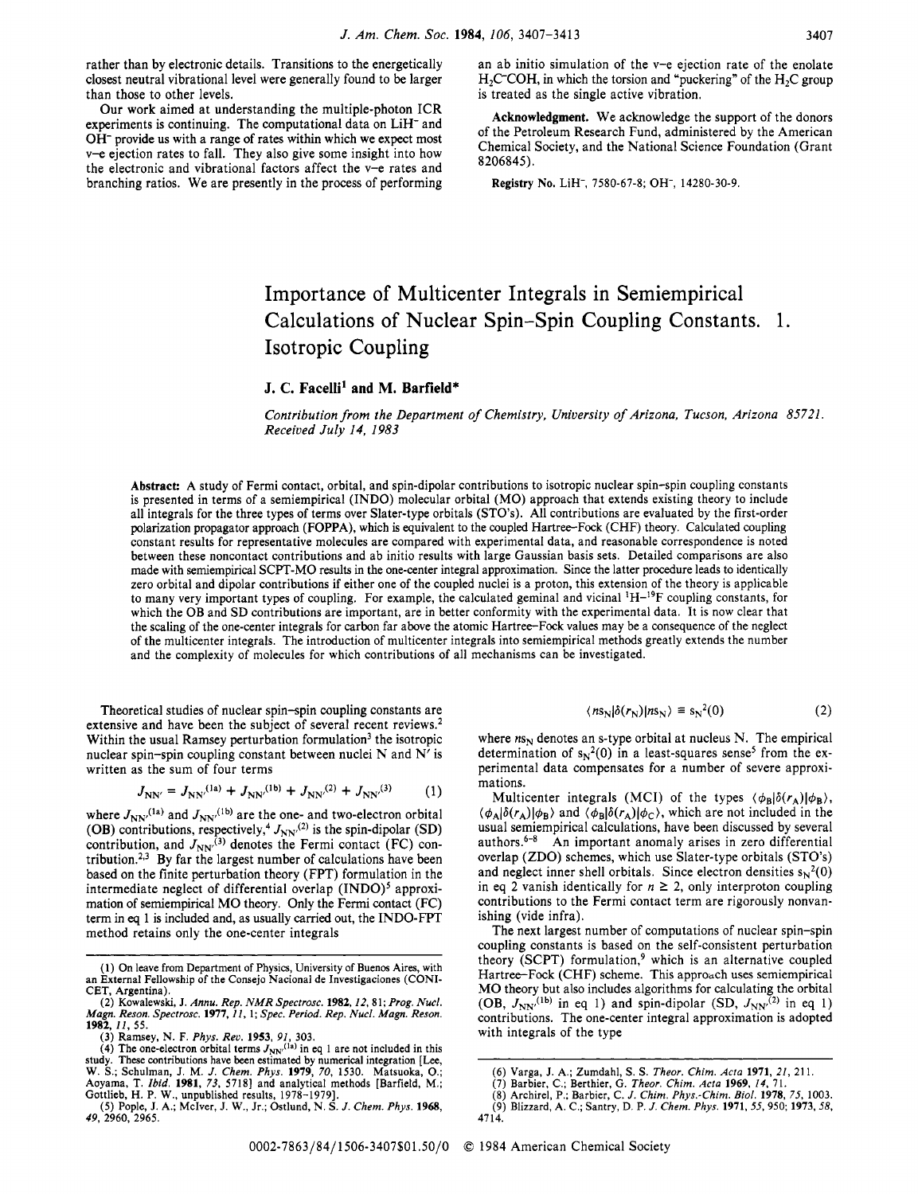rather than by electronic details. Transitions to the energetically closest neutral vibrational level were generally found to be larger than those to other levels.

Our work aimed at understanding the multiple-photon ICR experiments is continuing. The computational data on $LiH^-$ and $OH^-$ provide us with a range of rates within which we expect most v–e ejection rates to fall. They also give some insight into how the electronic and vibrational factors affect the v–e rates and branching ratios. We are presently in the process of performing an ab initio simulation of the v–e ejection rate of the enolate $H_2C^-COH$, in which the torsion and "puckering" of the $H_2C$ group is treated as the single active vibration.

**Acknowledgment.** We acknowledge the support of the donors of the Petroleum Research Fund, administered by the American Chemical Society, and the National Science Foundation (Grant 8206845).

**Registry No.** $LiH^-$, 7580-67-8; $OH^-$, 14280-30-9.

# Importance of Multicenter Integrals in Semiempirical Calculations of Nuclear Spin–Spin Coupling Constants. 1. Isotropic Coupling

**J. C. Facelli[1] and M. Barfield***

*Contribution from the Department of Chemistry, University of Arizona, Tucson, Arizona 85721. Received July 14, 1983*

**Abstract:** A study of Fermi contact, orbital, and spin-dipolar contributions to isotropic nuclear spin–spin coupling constants is presented in terms of a semiempirical (INDO) molecular orbital (MO) approach that extends existing theory to include all integrals for the three types of terms over Slater-type orbitals (STO's). All contributions are evaluated by the first-order polarization propagator approach (FOPPA), which is equivalent to the coupled Hartree–Fock (CHF) theory. Calculated coupling constant results for representative molecules are compared with experimental data, and reasonable correspondence is noted between these noncontact contributions and ab initio results with large Gaussian basis sets. Detailed comparisons are also made with semiempirical SCPT-MO results in the one-center integral approximation. Since the latter procedure leads to identically zero orbital and dipolar contributions if either one of the coupled nuclei is a proton, this extension of the theory is applicable to many very important types of coupling. For example, the calculated geminal and vicinal $^1H$–$^{19}F$ coupling constants, for which the OB and SD contributions are important, are in better conformity with the experimental data. It is now clear that the scaling of the one-center integrals for carbon far above the atomic Hartree–Fock values may be a consequence of the neglect of the multicenter integrals. The introduction of multicenter integrals into semiempirical methods greatly extends the number and the complexity of molecules for which contributions of all mechanisms can be investigated.

Theoretical studies of nuclear spin–spin coupling constants are extensive and have been the subject of several recent reviews.[2] Within the usual Ramsey perturbation formulation[3] the isotropic nuclear spin–spin coupling constant between nuclei N and N′ is written as the sum of four terms

$$J_{NN'} = J_{NN'}^{(1a)} + J_{NN'}^{(1b)} + J_{NN'}^{(2)} + J_{NN'}^{(3)} \tag{1}$$

where $J_{NN'}^{(1a)}$ and $J_{NN'}^{(1b)}$ are the one- and two-electron orbital (OB) contributions, respectively,[4] $J_{NN'}^{(2)}$ is the spin-dipolar (SD) contribution, and $J_{NN'}^{(3)}$ denotes the Fermi contact (FC) contribution.[2,3] By far the largest number of calculations have been based on the finite perturbation theory (FPT) formulation in the intermediate neglect of differential overlap (INDO)[5] approximation of semiempirical MO theory. Only the Fermi contact (FC) term in eq 1 is included and, as usually carried out, the INDO-FPT method retains only the one-center integrals

$$\langle ns_N|\delta(r_N)|ns_N\rangle \equiv s_N^2(0) \tag{2}$$

where $ns_N$ denotes an s-type orbital at nucleus N. The empirical determination of $s_N^2(0)$ in a least-squares sense[5] from the experimental data compensates for a number of severe approximations.

Multicenter integrals (MCI) of the types $\langle\phi_B|\delta(r_A)|\phi_B\rangle$, $\langle\phi_A|\delta(r_A)|\phi_B\rangle$ and $\langle\phi_B|\delta(r_A)|\phi_C\rangle$, which are not included in the usual semiempirical calculations, have been discussed by several authors.[6-8] An important anomaly arises in zero differential overlap (ZDO) schemes, which use Slater-type orbitals (STO's) and neglect inner shell orbitals. Since electron densities $s_N^2(0)$ in eq 2 vanish identically for $n \geq 2$, only interproton coupling contributions to the Fermi contact term are rigorously nonvanishing (vide infra).

The next largest number of computations of nuclear spin–spin coupling constants is based on the self-consistent perturbation theory (SCPT) formulation,[9] which is an alternative coupled Hartree–Fock (CHF) scheme. This approach uses semiempirical MO theory but also includes algorithms for calculating the orbital (OB, $J_{NN'}^{(1b)}$ in eq 1) and spin-dipolar (SD, $J_{NN'}^{(2)}$ in eq 1) contributions. The one-center integral approximation is adopted with integrals of the type

(1) On leave from Department of Physics, University of Buenos Aires, with an External Fellowship of the Consejo Nacional de Investigaciones (CONICET, Argentina).

(2) Kowalewski, J. *Annu. Rep. NMR Spectrosc.* **1982**, *12*, 81; *Prog. Nucl. Magn. Reson. Spectrosc.* **1977**, *11*, 1; *Spec. Period. Rep. Nucl. Magn. Reson.* **1982**, *11*, 55.

(3) Ramsey, N. F. *Phys. Rev.* **1953**, *91*, 303.

(4) The one-electron orbital terms $J_{NN'}^{(1a)}$ in eq 1 are not included in this study. These contributions have been estimated by numerical integration [Lee, W. S.; Schulman, J. M. *J. Chem. Phys.* **1979**, *70*, 1530. Matsuoka, O.; Aoyama, T. *Ibid.* **1981**, *73*, 5718] and analytical methods [Barfield, M.; Gottlieb, H. P. W., unpublished results, 1978–1979].

(5) Pople, J. A.; McIver, J. W., Jr.; Ostlund, N. S. *J. Chem. Phys.* **1968**, *49*, 2960, 2965.

(6) Varga, J. A.; Zumdahl, S. S. *Theor. Chim. Acta* **1971**, *21*, 211.

(7) Barbier, C.; Berthier, G. *Theor. Chim. Acta* **1969**, *14*, 71.

(8) Archirel, P.; Barbier, C. *J. Chim. Phys.-Chim. Biol.* **1978**, *75*, 1003.

(9) Blizzard, A. C.; Santry, D. P. *J. Chem. Phys.* **1971**, *55*, 950; **1973**, *58*, 4714.

0002-7863/84/1506-3407$01.50/0 © 1984 American Chemical Society